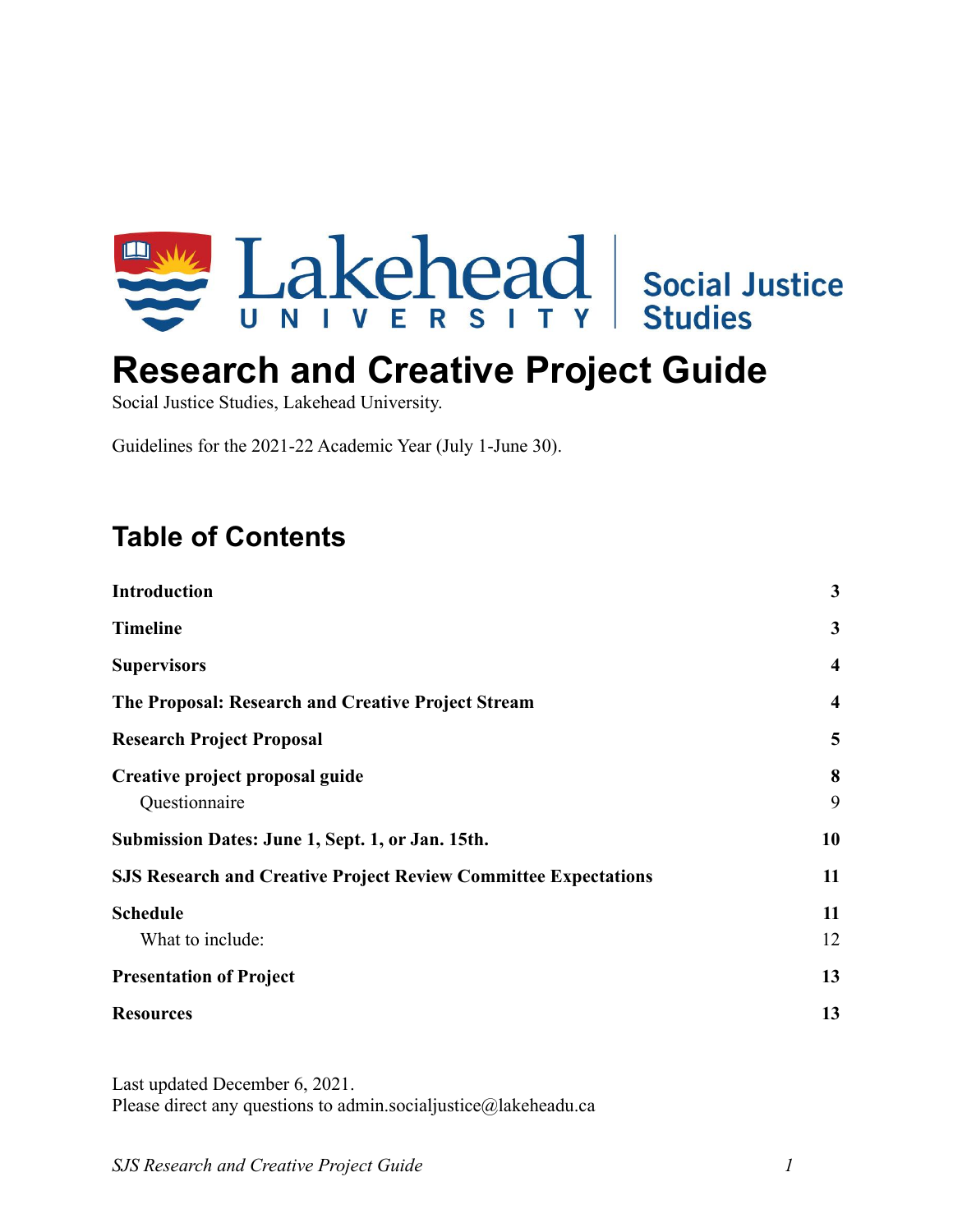Lakehead UNIVERSITY | Social Justice Studies

# Research and Creative Project Guide

Social Justice Studies, Lakehead University.

Guidelines for the 2021-22 Academic Year (July 1-June 30).

## Table of Contents

| | |
|---|---|
| **Introduction** | **3** |
| **Timeline** | **3** |
| **Supervisors** | **4** |
| **The Proposal: Research and Creative Project Stream** | **4** |
| **Research Project Proposal** | **5** |
| **Creative project proposal guide** | **8** |
| Questionnaire | 9 |
| **Submission Dates: June 1, Sept. 1, or Jan. 15th.** | **10** |
| **SJS Research and Creative Project Review Committee Expectations** | **11** |
| **Schedule** | **11** |
| What to include: | 12 |
| **Presentation of Project** | **13** |
| **Resources** | **13** |

Last updated December 6, 2021.
Please direct any questions to admin.socialjustice@lakeheadu.ca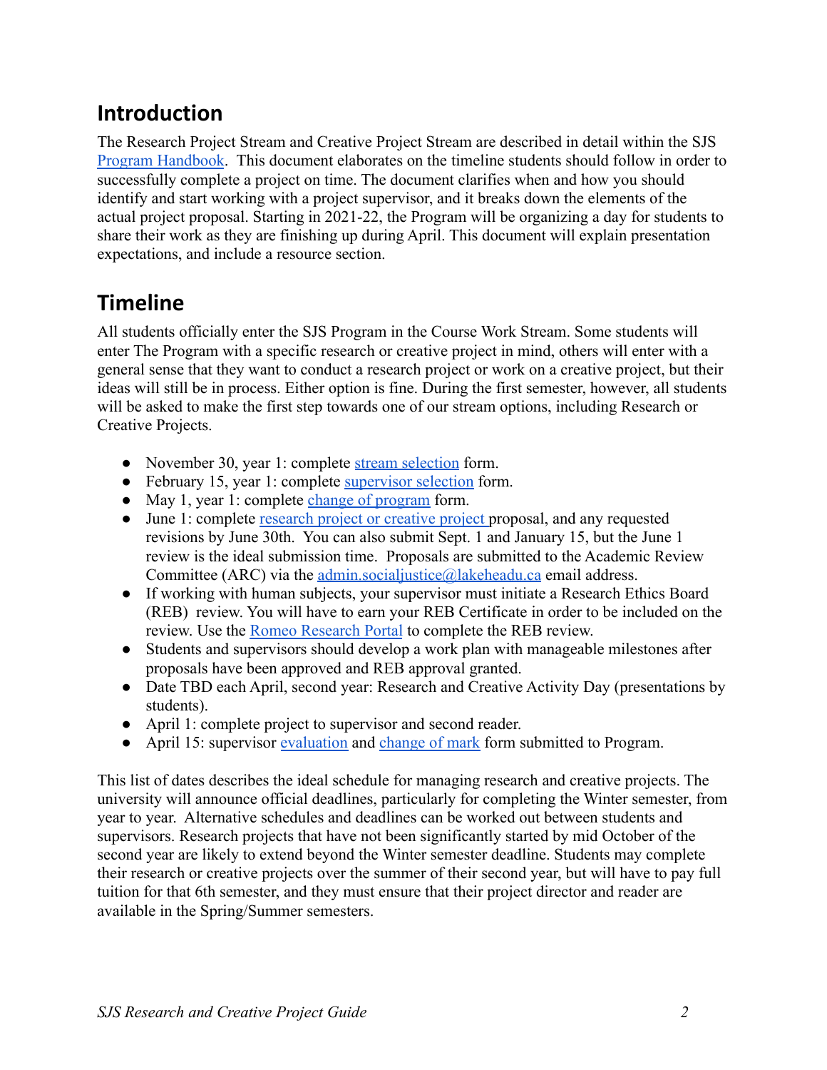## Introduction

The Research Project Stream and Creative Project Stream are described in detail within the SJS Program Handbook. This document elaborates on the timeline students should follow in order to successfully complete a project on time. The document clarifies when and how you should identify and start working with a project supervisor, and it breaks down the elements of the actual project proposal. Starting in 2021-22, the Program will be organizing a day for students to share their work as they are finishing up during April. This document will explain presentation expectations, and include a resource section.

## Timeline

All students officially enter the SJS Program in the Course Work Stream. Some students will enter The Program with a specific research or creative project in mind, others will enter with a general sense that they want to conduct a research project or work on a creative project, but their ideas will still be in process. Either option is fine. During the first semester, however, all students will be asked to make the first step towards one of our stream options, including Research or Creative Projects.

- November 30, year 1: complete stream selection form.
- February 15, year 1: complete supervisor selection form.
- May 1, year 1: complete change of program form.
- June 1: complete research project or creative project proposal, and any requested revisions by June 30th. You can also submit Sept. 1 and January 15, but the June 1 review is the ideal submission time. Proposals are submitted to the Academic Review Committee (ARC) via the admin.socialjustice@lakeheadu.ca email address.
- If working with human subjects, your supervisor must initiate a Research Ethics Board (REB) review. You will have to earn your REB Certificate in order to be included on the review. Use the Romeo Research Portal to complete the REB review.
- Students and supervisors should develop a work plan with manageable milestones after proposals have been approved and REB approval granted.
- Date TBD each April, second year: Research and Creative Activity Day (presentations by students).
- April 1: complete project to supervisor and second reader.
- April 15: supervisor evaluation and change of mark form submitted to Program.

This list of dates describes the ideal schedule for managing research and creative projects. The university will announce official deadlines, particularly for completing the Winter semester, from year to year. Alternative schedules and deadlines can be worked out between students and supervisors. Research projects that have not been significantly started by mid October of the second year are likely to extend beyond the Winter semester deadline. Students may complete their research or creative projects over the summer of their second year, but will have to pay full tuition for that 6th semester, and they must ensure that their project director and reader are available in the Spring/Summer semesters.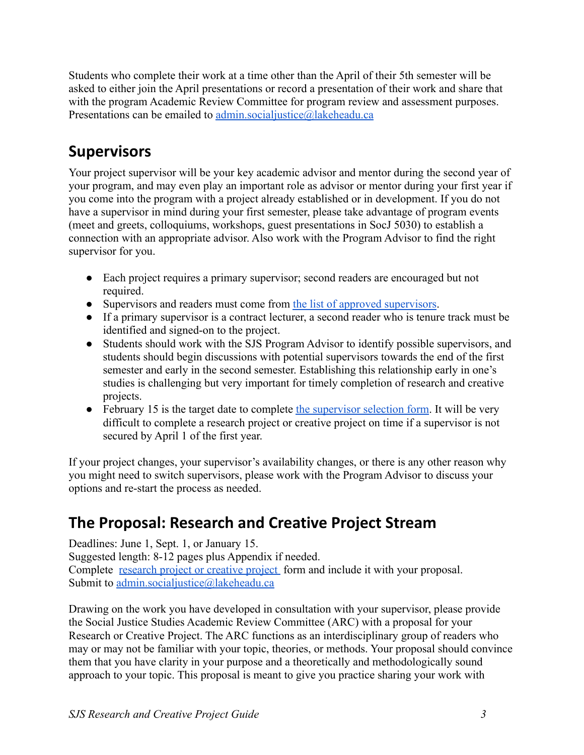Students who complete their work at a time other than the April of their 5th semester will be asked to either join the April presentations or record a presentation of their work and share that with the program Academic Review Committee for program review and assessment purposes. Presentations can be emailed to [admin.socialjustice@lakeheadu.ca](mailto:admin.socialjustice@lakeheadu.ca)

## Supervisors

Your project supervisor will be your key academic advisor and mentor during the second year of your program, and may even play an important role as advisor or mentor during your first year if you come into the program with a project already established or in development. If you do not have a supervisor in mind during your first semester, please take advantage of program events (meet and greets, colloquiums, workshops, guest presentations in SocJ 5030) to establish a connection with an appropriate advisor. Also work with the Program Advisor to find the right supervisor for you.

- Each project requires a primary supervisor; second readers are encouraged but not required.
- Supervisors and readers must come from the list of approved supervisors.
- If a primary supervisor is a contract lecturer, a second reader who is tenure track must be identified and signed-on to the project.
- Students should work with the SJS Program Advisor to identify possible supervisors, and students should begin discussions with potential supervisors towards the end of the first semester and early in the second semester. Establishing this relationship early in one's studies is challenging but very important for timely completion of research and creative projects.
- February 15 is the target date to complete the supervisor selection form. It will be very difficult to complete a research project or creative project on time if a supervisor is not secured by April 1 of the first year.

If your project changes, your supervisor's availability changes, or there is any other reason why you might need to switch supervisors, please work with the Program Advisor to discuss your options and re-start the process as needed.

## The Proposal: Research and Creative Project Stream

Deadlines: June 1, Sept. 1, or January 15.
Suggested length: 8-12 pages plus Appendix if needed.
Complete research project or creative project form and include it with your proposal.
Submit to [admin.socialjustice@lakeheadu.ca](mailto:admin.socialjustice@lakeheadu.ca)

Drawing on the work you have developed in consultation with your supervisor, please provide the Social Justice Studies Academic Review Committee (ARC) with a proposal for your Research or Creative Project. The ARC functions as an interdisciplinary group of readers who may or may not be familiar with your topic, theories, or methods. Your proposal should convince them that you have clarity in your purpose and a theoretically and methodologically sound approach to your topic. This proposal is meant to give you practice sharing your work with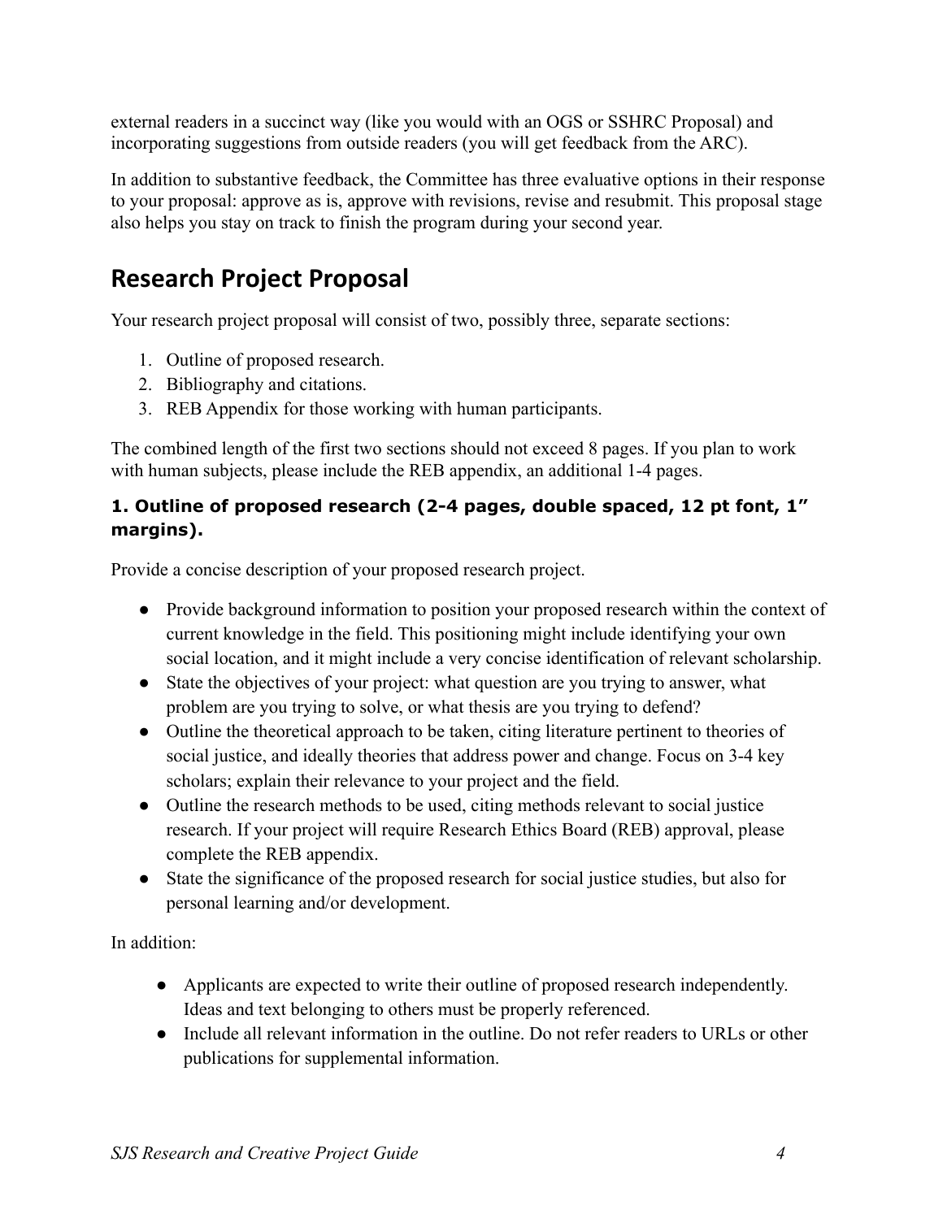external readers in a succinct way (like you would with an OGS or SSHRC Proposal) and incorporating suggestions from outside readers (you will get feedback from the ARC).

In addition to substantive feedback, the Committee has three evaluative options in their response to your proposal: approve as is, approve with revisions, revise and resubmit. This proposal stage also helps you stay on track to finish the program during your second year.

## Research Project Proposal

Your research project proposal will consist of two, possibly three, separate sections:

1. Outline of proposed research.
2. Bibliography and citations.
3. REB Appendix for those working with human participants.

The combined length of the first two sections should not exceed 8 pages. If you plan to work with human subjects, please include the REB appendix, an additional 1-4 pages.

### 1. Outline of proposed research (2-4 pages, double spaced, 12 pt font, 1” margins).

Provide a concise description of your proposed research project.

- Provide background information to position your proposed research within the context of current knowledge in the field. This positioning might include identifying your own social location, and it might include a very concise identification of relevant scholarship.
- State the objectives of your project: what question are you trying to answer, what problem are you trying to solve, or what thesis are you trying to defend?
- Outline the theoretical approach to be taken, citing literature pertinent to theories of social justice, and ideally theories that address power and change. Focus on 3-4 key scholars; explain their relevance to your project and the field.
- Outline the research methods to be used, citing methods relevant to social justice research. If your project will require Research Ethics Board (REB) approval, please complete the REB appendix.
- State the significance of the proposed research for social justice studies, but also for personal learning and/or development.

In addition:

- Applicants are expected to write their outline of proposed research independently. Ideas and text belonging to others must be properly referenced.
- Include all relevant information in the outline. Do not refer readers to URLs or other publications for supplemental information.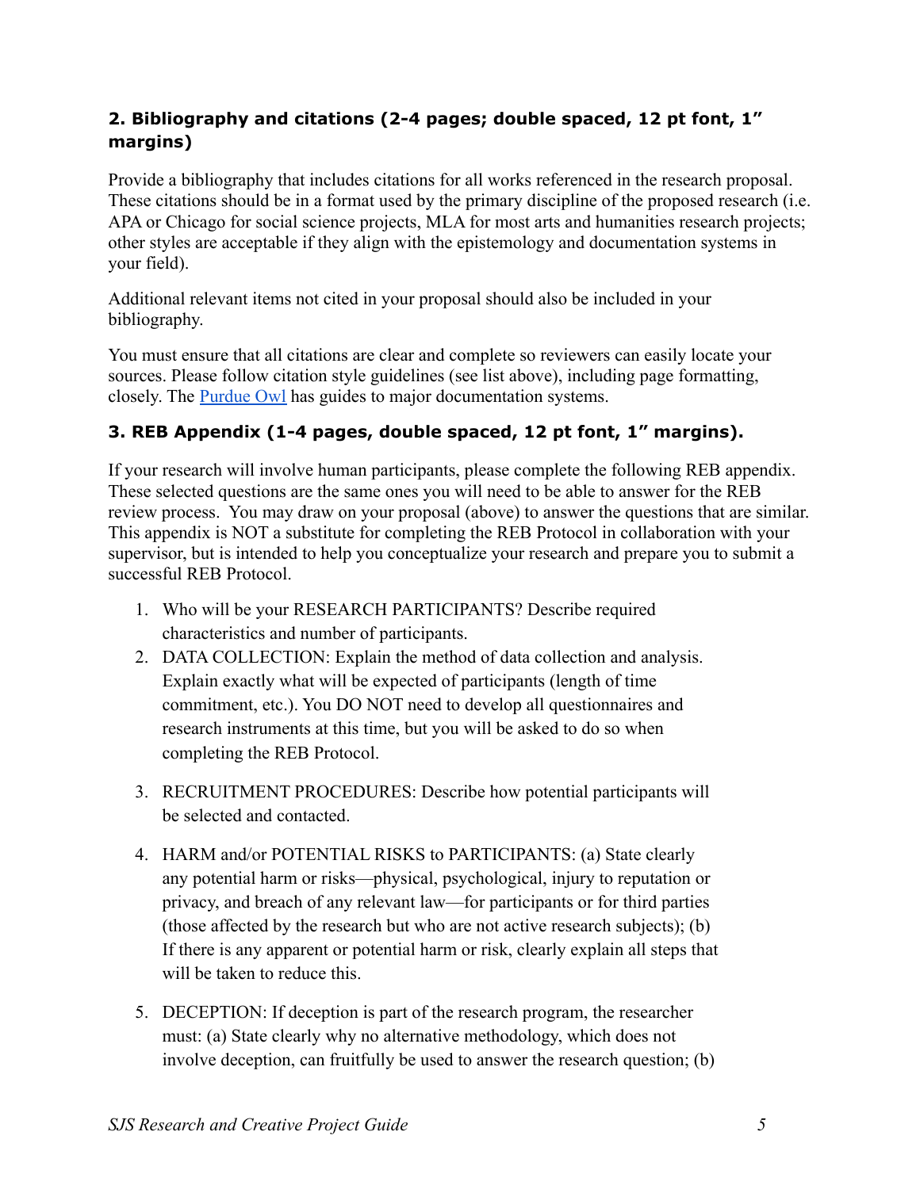### 2. Bibliography and citations (2-4 pages; double spaced, 12 pt font, 1" margins)

Provide a bibliography that includes citations for all works referenced in the research proposal. These citations should be in a format used by the primary discipline of the proposed research (i.e. APA or Chicago for social science projects, MLA for most arts and humanities research projects; other styles are acceptable if they align with the epistemology and documentation systems in your field).

Additional relevant items not cited in your proposal should also be included in your bibliography.

You must ensure that all citations are clear and complete so reviewers can easily locate your sources. Please follow citation style guidelines (see list above), including page formatting, closely. The Purdue Owl has guides to major documentation systems.

### 3. REB Appendix (1-4 pages, double spaced, 12 pt font, 1" margins).

If your research will involve human participants, please complete the following REB appendix. These selected questions are the same ones you will need to be able to answer for the REB review process. You may draw on your proposal (above) to answer the questions that are similar. This appendix is NOT a substitute for completing the REB Protocol in collaboration with your supervisor, but is intended to help you conceptualize your research and prepare you to submit a successful REB Protocol.

1. Who will be your RESEARCH PARTICIPANTS? Describe required characteristics and number of participants.
2. DATA COLLECTION: Explain the method of data collection and analysis. Explain exactly what will be expected of participants (length of time commitment, etc.). You DO NOT need to develop all questionnaires and research instruments at this time, but you will be asked to do so when completing the REB Protocol.
3. RECRUITMENT PROCEDURES: Describe how potential participants will be selected and contacted.
4. HARM and/or POTENTIAL RISKS to PARTICIPANTS: (a) State clearly any potential harm or risks—physical, psychological, injury to reputation or privacy, and breach of any relevant law—for participants or for third parties (those affected by the research but who are not active research subjects); (b) If there is any apparent or potential harm or risk, clearly explain all steps that will be taken to reduce this.
5. DECEPTION: If deception is part of the research program, the researcher must: (a) State clearly why no alternative methodology, which does not involve deception, can fruitfully be used to answer the research question; (b)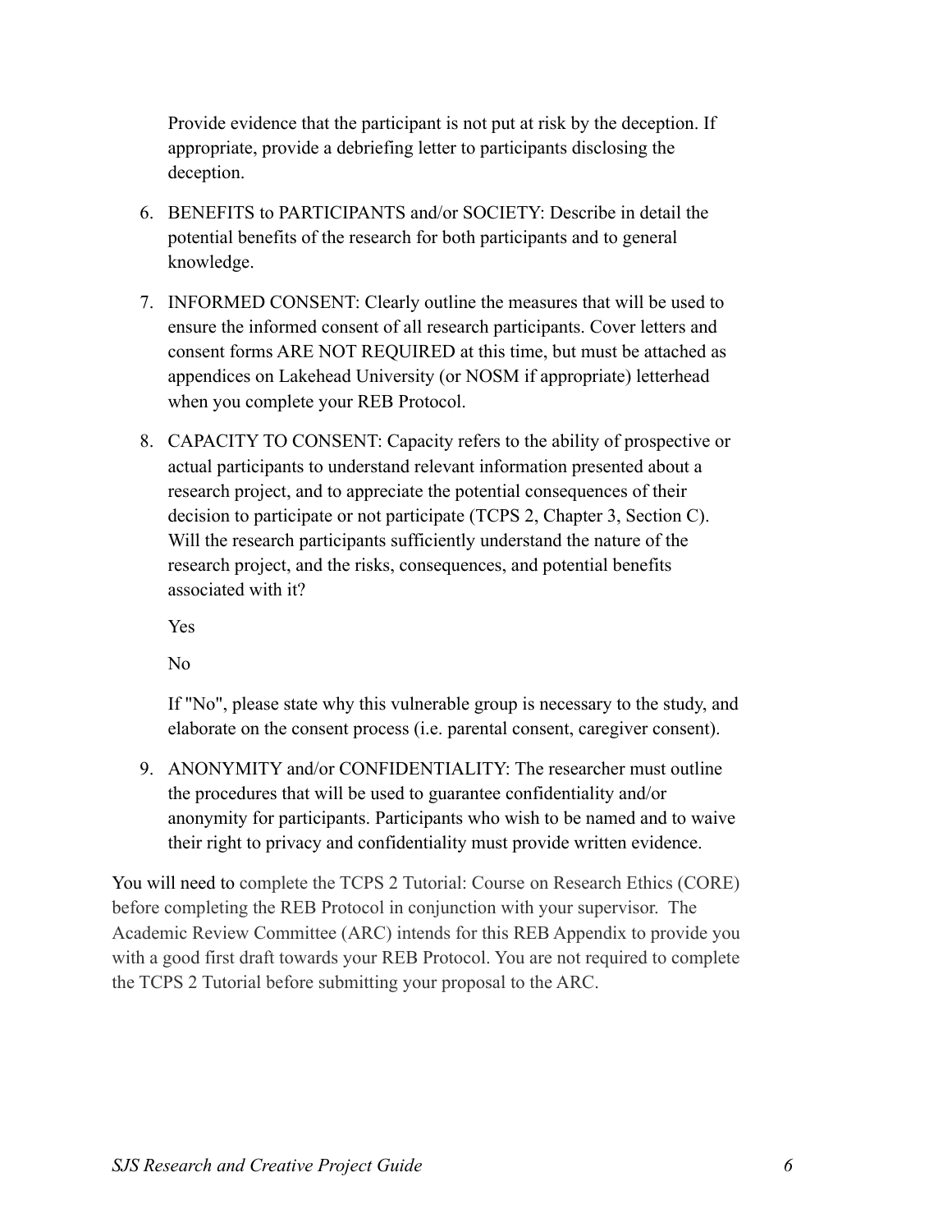Provide evidence that the participant is not put at risk by the deception. If appropriate, provide a debriefing letter to participants disclosing the deception.

6. BENEFITS to PARTICIPANTS and/or SOCIETY: Describe in detail the potential benefits of the research for both participants and to general knowledge.

7. INFORMED CONSENT: Clearly outline the measures that will be used to ensure the informed consent of all research participants. Cover letters and consent forms ARE NOT REQUIRED at this time, but must be attached as appendices on Lakehead University (or NOSM if appropriate) letterhead when you complete your REB Protocol.

8. CAPACITY TO CONSENT: Capacity refers to the ability of prospective or actual participants to understand relevant information presented about a research project, and to appreciate the potential consequences of their decision to participate or not participate (TCPS 2, Chapter 3, Section C). Will the research participants sufficiently understand the nature of the research project, and the risks, consequences, and potential benefits associated with it?

   Yes

   No

   If "No", please state why this vulnerable group is necessary to the study, and elaborate on the consent process (i.e. parental consent, caregiver consent).

9. ANONYMITY and/or CONFIDENTIALITY: The researcher must outline the procedures that will be used to guarantee confidentiality and/or anonymity for participants. Participants who wish to be named and to waive their right to privacy and confidentiality must provide written evidence.

You will need to complete the TCPS 2 Tutorial: Course on Research Ethics (CORE) before completing the REB Protocol in conjunction with your supervisor. The Academic Review Committee (ARC) intends for this REB Appendix to provide you with a good first draft towards your REB Protocol. You are not required to complete the TCPS 2 Tutorial before submitting your proposal to the ARC.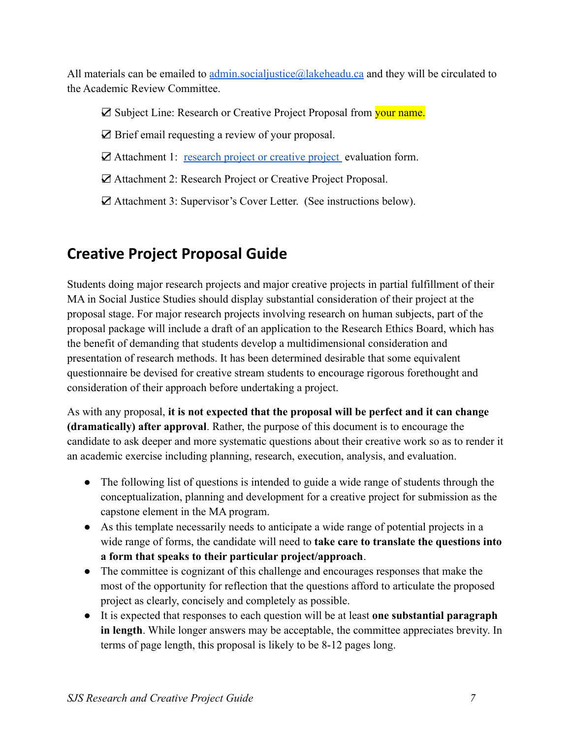All materials can be emailed to admin.socialjustice@lakeheadu.ca and they will be circulated to the Academic Review Committee.

☑ Subject Line: Research or Creative Project Proposal from your name.

☑ Brief email requesting a review of your proposal.

☑ Attachment 1: research project or creative project evaluation form.

☑ Attachment 2: Research Project or Creative Project Proposal.

☑ Attachment 3: Supervisor's Cover Letter. (See instructions below).

## Creative Project Proposal Guide

Students doing major research projects and major creative projects in partial fulfillment of their MA in Social Justice Studies should display substantial consideration of their project at the proposal stage. For major research projects involving research on human subjects, part of the proposal package will include a draft of an application to the Research Ethics Board, which has the benefit of demanding that students develop a multidimensional consideration and presentation of research methods. It has been determined desirable that some equivalent questionnaire be devised for creative stream students to encourage rigorous forethought and consideration of their approach before undertaking a project.

As with any proposal, **it is not expected that the proposal will be perfect and it can change (dramatically) after approval**. Rather, the purpose of this document is to encourage the candidate to ask deeper and more systematic questions about their creative work so as to render it an academic exercise including planning, research, execution, analysis, and evaluation.

- The following list of questions is intended to guide a wide range of students through the conceptualization, planning and development for a creative project for submission as the capstone element in the MA program.
- As this template necessarily needs to anticipate a wide range of potential projects in a wide range of forms, the candidate will need to **take care to translate the questions into a form that speaks to their particular project/approach**.
- The committee is cognizant of this challenge and encourages responses that make the most of the opportunity for reflection that the questions afford to articulate the proposed project as clearly, concisely and completely as possible.
- It is expected that responses to each question will be at least **one substantial paragraph in length**. While longer answers may be acceptable, the committee appreciates brevity. In terms of page length, this proposal is likely to be 8-12 pages long.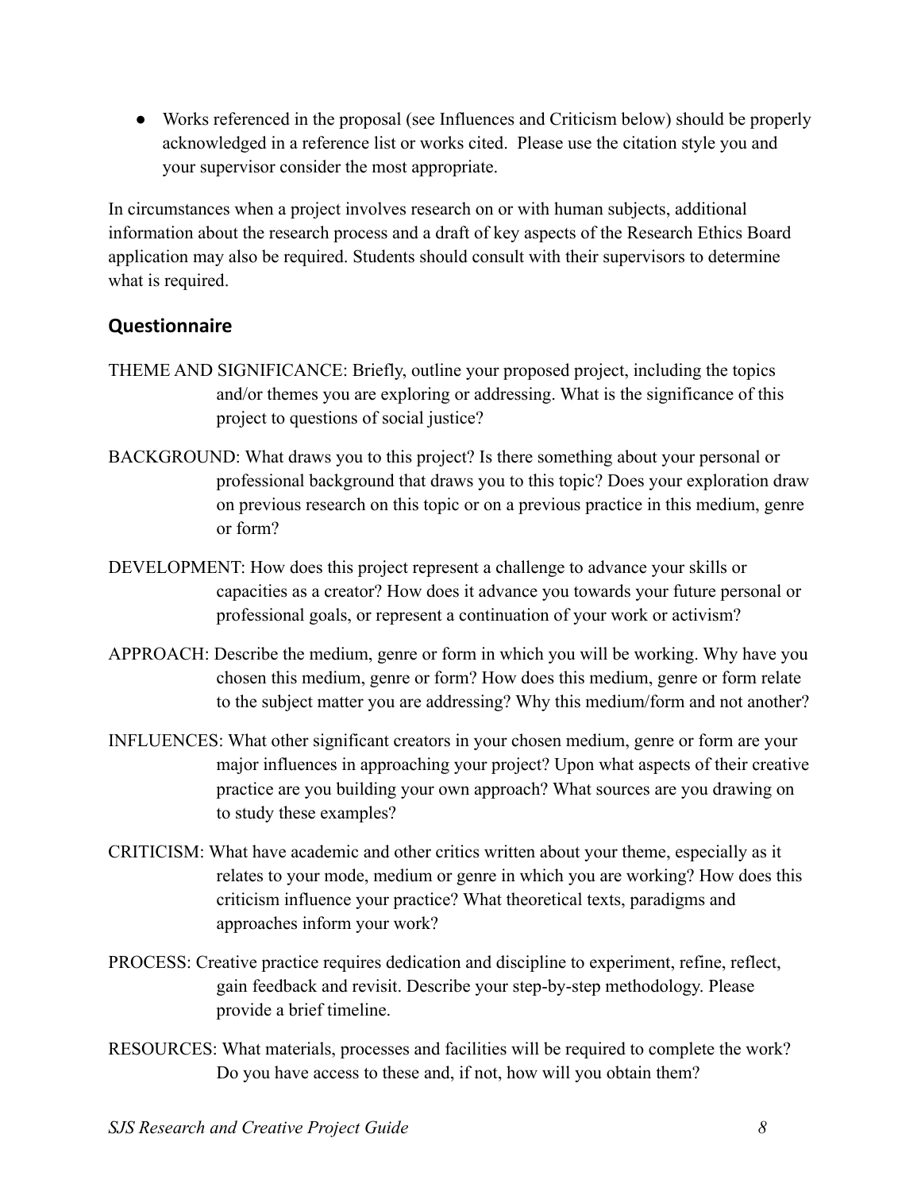- Works referenced in the proposal (see Influences and Criticism below) should be properly acknowledged in a reference list or works cited. Please use the citation style you and your supervisor consider the most appropriate.

In circumstances when a project involves research on or with human subjects, additional information about the research process and a draft of key aspects of the Research Ethics Board application may also be required. Students should consult with their supervisors to determine what is required.

## Questionnaire

THEME AND SIGNIFICANCE: Briefly, outline your proposed project, including the topics and/or themes you are exploring or addressing. What is the significance of this project to questions of social justice?

BACKGROUND: What draws you to this project? Is there something about your personal or professional background that draws you to this topic? Does your exploration draw on previous research on this topic or on a previous practice in this medium, genre or form?

DEVELOPMENT: How does this project represent a challenge to advance your skills or capacities as a creator? How does it advance you towards your future personal or professional goals, or represent a continuation of your work or activism?

APPROACH: Describe the medium, genre or form in which you will be working. Why have you chosen this medium, genre or form? How does this medium, genre or form relate to the subject matter you are addressing? Why this medium/form and not another?

INFLUENCES: What other significant creators in your chosen medium, genre or form are your major influences in approaching your project? Upon what aspects of their creative practice are you building your own approach? What sources are you drawing on to study these examples?

CRITICISM: What have academic and other critics written about your theme, especially as it relates to your mode, medium or genre in which you are working? How does this criticism influence your practice? What theoretical texts, paradigms and approaches inform your work?

PROCESS: Creative practice requires dedication and discipline to experiment, refine, reflect, gain feedback and revisit. Describe your step-by-step methodology. Please provide a brief timeline.

RESOURCES: What materials, processes and facilities will be required to complete the work? Do you have access to these and, if not, how will you obtain them?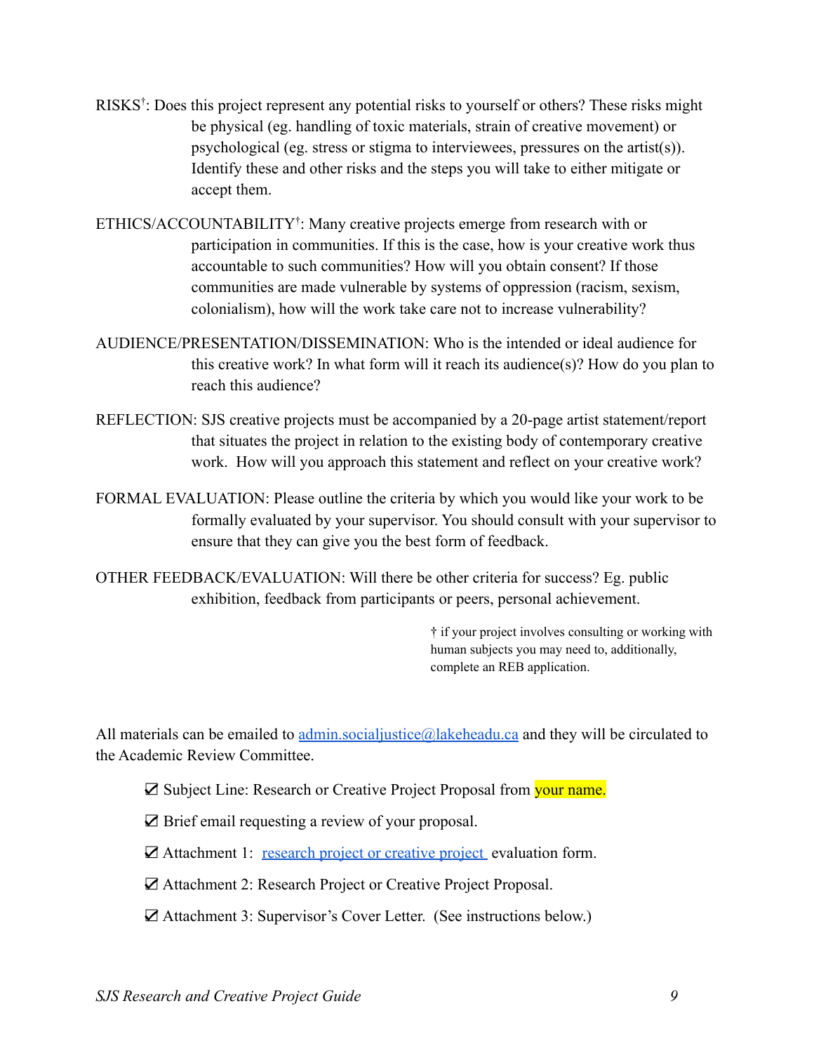RISKS[†]: Does this project represent any potential risks to yourself or others? These risks might be physical (eg. handling of toxic materials, strain of creative movement) or psychological (eg. stress or stigma to interviewees, pressures on the artist(s)). Identify these and other risks and the steps you will take to either mitigate or accept them.

ETHICS/ACCOUNTABILITY[†]: Many creative projects emerge from research with or participation in communities. If this is the case, how is your creative work thus accountable to such communities? How will you obtain consent? If those communities are made vulnerable by systems of oppression (racism, sexism, colonialism), how will the work take care not to increase vulnerability?

AUDIENCE/PRESENTATION/DISSEMINATION: Who is the intended or ideal audience for this creative work? In what form will it reach its audience(s)? How do you plan to reach this audience?

REFLECTION: SJS creative projects must be accompanied by a 20-page artist statement/report that situates the project in relation to the existing body of contemporary creative work. How will you approach this statement and reflect on your creative work?

FORMAL EVALUATION: Please outline the criteria by which you would like your work to be formally evaluated by your supervisor. You should consult with your supervisor to ensure that they can give you the best form of feedback.

OTHER FEEDBACK/EVALUATION: Will there be other criteria for success? Eg. public exhibition, feedback from participants or peers, personal achievement.

† if your project involves consulting or working with human subjects you may need to, additionally, complete an REB application.

All materials can be emailed to admin.socialjustice@lakeheadu.ca and they will be circulated to the Academic Review Committee.

- ☑ Subject Line: Research or Creative Project Proposal from your name.
- ☑ Brief email requesting a review of your proposal.
- ☑ Attachment 1: research project or creative project evaluation form.
- ☑ Attachment 2: Research Project or Creative Project Proposal.
- ☑ Attachment 3: Supervisor's Cover Letter. (See instructions below.)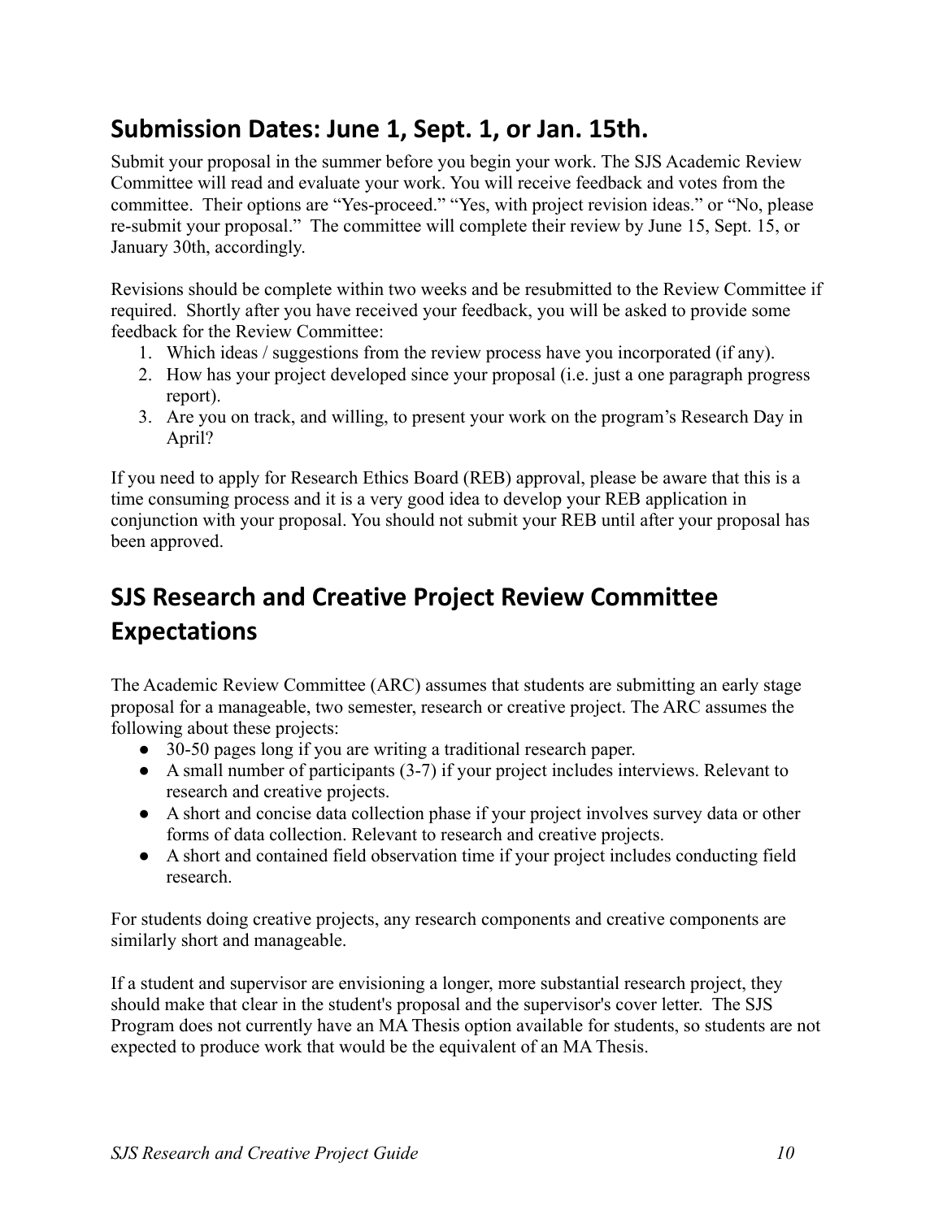## Submission Dates: June 1, Sept. 1, or Jan. 15th.

Submit your proposal in the summer before you begin your work. The SJS Academic Review Committee will read and evaluate your work. You will receive feedback and votes from the committee. Their options are “Yes-proceed.” “Yes, with project revision ideas.” or “No, please re-submit your proposal.” The committee will complete their review by June 15, Sept. 15, or January 30th, accordingly.

Revisions should be complete within two weeks and be resubmitted to the Review Committee if required. Shortly after you have received your feedback, you will be asked to provide some feedback for the Review Committee:

1. Which ideas / suggestions from the review process have you incorporated (if any).
2. How has your project developed since your proposal (i.e. just a one paragraph progress report).
3. Are you on track, and willing, to present your work on the program’s Research Day in April?

If you need to apply for Research Ethics Board (REB) approval, please be aware that this is a time consuming process and it is a very good idea to develop your REB application in conjunction with your proposal. You should not submit your REB until after your proposal has been approved.

## SJS Research and Creative Project Review Committee Expectations

The Academic Review Committee (ARC) assumes that students are submitting an early stage proposal for a manageable, two semester, research or creative project. The ARC assumes the following about these projects:

- 30-50 pages long if you are writing a traditional research paper.
- A small number of participants (3-7) if your project includes interviews. Relevant to research and creative projects.
- A short and concise data collection phase if your project involves survey data or other forms of data collection. Relevant to research and creative projects.
- A short and contained field observation time if your project includes conducting field research.

For students doing creative projects, any research components and creative components are similarly short and manageable.

If a student and supervisor are envisioning a longer, more substantial research project, they should make that clear in the student's proposal and the supervisor's cover letter. The SJS Program does not currently have an MA Thesis option available for students, so students are not expected to produce work that would be the equivalent of an MA Thesis.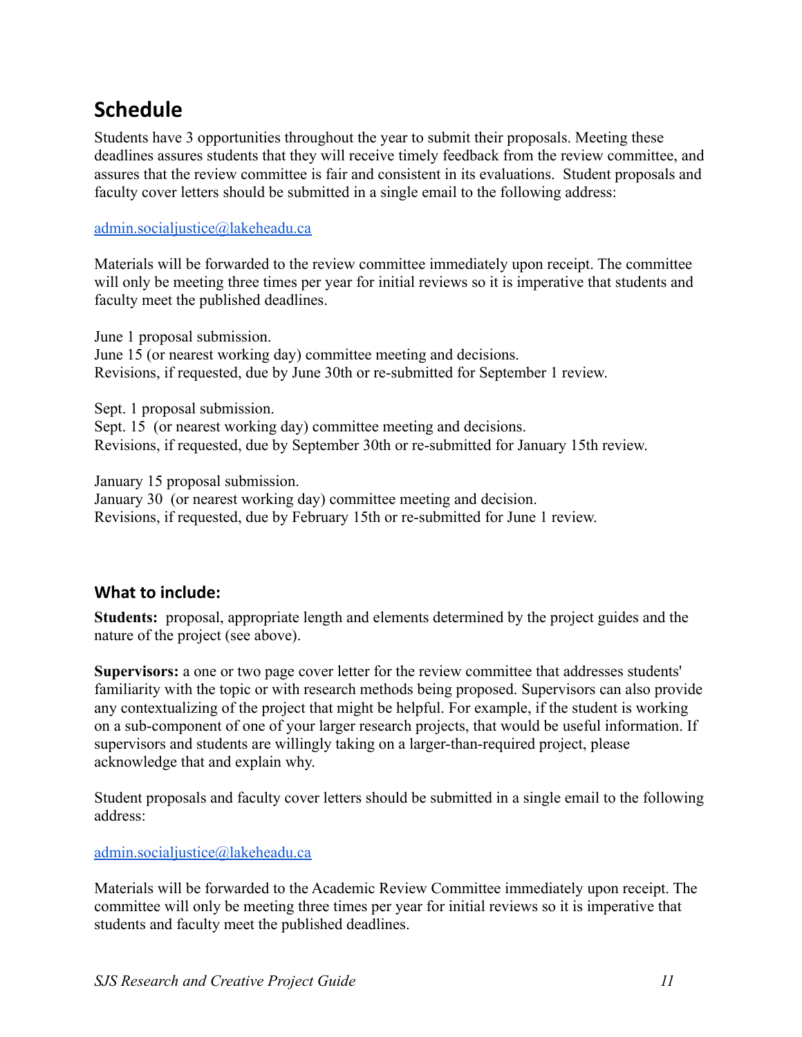## Schedule

Students have 3 opportunities throughout the year to submit their proposals. Meeting these deadlines assures students that they will receive timely feedback from the review committee, and assures that the review committee is fair and consistent in its evaluations. Student proposals and faculty cover letters should be submitted in a single email to the following address:

admin.socialjustice@lakeheadu.ca

Materials will be forwarded to the review committee immediately upon receipt. The committee will only be meeting three times per year for initial reviews so it is imperative that students and faculty meet the published deadlines.

June 1 proposal submission.
June 15 (or nearest working day) committee meeting and decisions.
Revisions, if requested, due by June 30th or re-submitted for September 1 review.

Sept. 1 proposal submission.
Sept. 15 (or nearest working day) committee meeting and decisions.
Revisions, if requested, due by September 30th or re-submitted for January 15th review.

January 15 proposal submission.
January 30 (or nearest working day) committee meeting and decision.
Revisions, if requested, due by February 15th or re-submitted for June 1 review.

### What to include:

**Students:** proposal, appropriate length and elements determined by the project guides and the nature of the project (see above).

**Supervisors:** a one or two page cover letter for the review committee that addresses students' familiarity with the topic or with research methods being proposed. Supervisors can also provide any contextualizing of the project that might be helpful. For example, if the student is working on a sub-component of one of your larger research projects, that would be useful information. If supervisors and students are willingly taking on a larger-than-required project, please acknowledge that and explain why.

Student proposals and faculty cover letters should be submitted in a single email to the following address:

admin.socialjustice@lakeheadu.ca

Materials will be forwarded to the Academic Review Committee immediately upon receipt. The committee will only be meeting three times per year for initial reviews so it is imperative that students and faculty meet the published deadlines.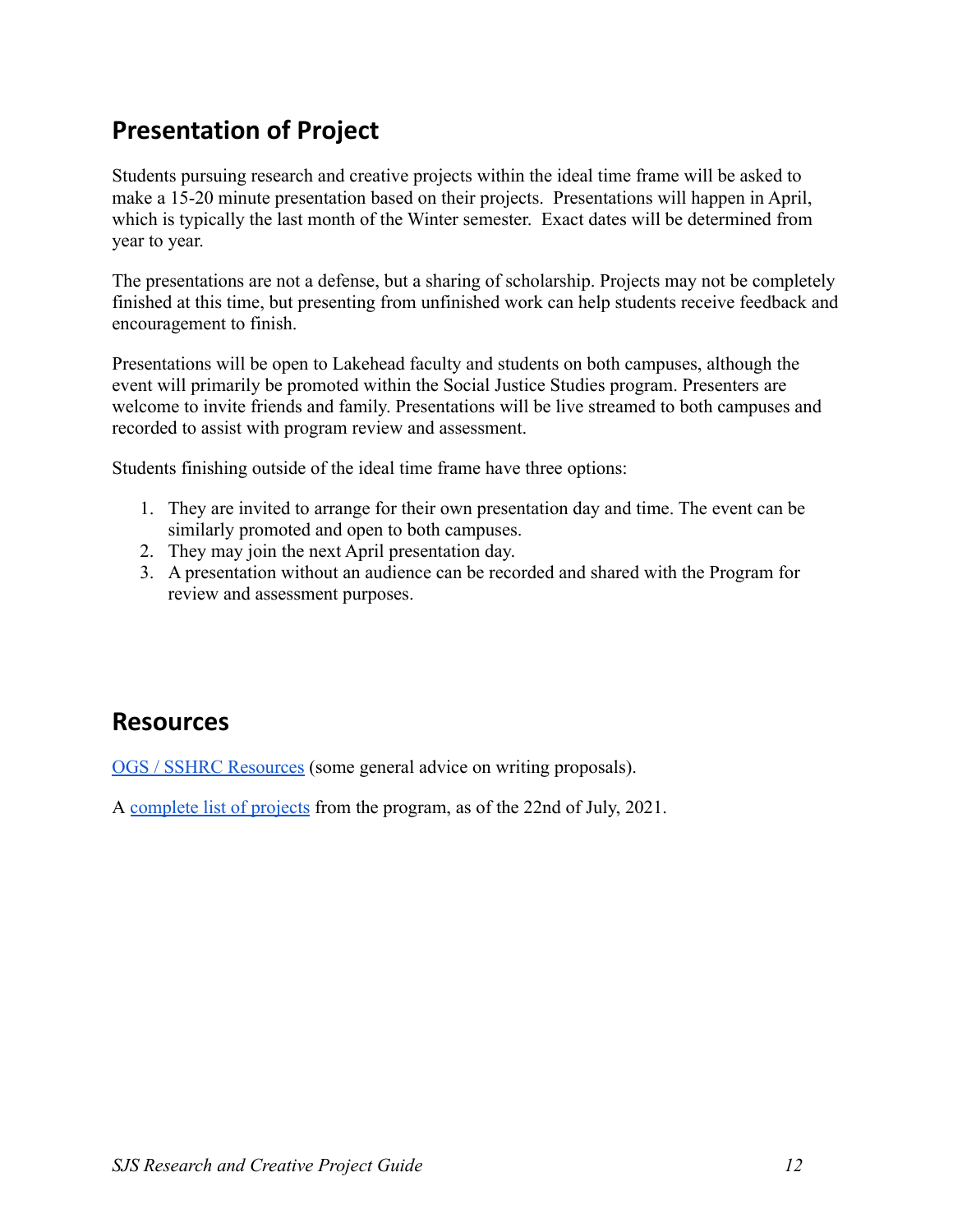## Presentation of Project

Students pursuing research and creative projects within the ideal time frame will be asked to make a 15-20 minute presentation based on their projects. Presentations will happen in April, which is typically the last month of the Winter semester. Exact dates will be determined from year to year.

The presentations are not a defense, but a sharing of scholarship. Projects may not be completely finished at this time, but presenting from unfinished work can help students receive feedback and encouragement to finish.

Presentations will be open to Lakehead faculty and students on both campuses, although the event will primarily be promoted within the Social Justice Studies program. Presenters are welcome to invite friends and family. Presentations will be live streamed to both campuses and recorded to assist with program review and assessment.

Students finishing outside of the ideal time frame have three options:

1. They are invited to arrange for their own presentation day and time. The event can be similarly promoted and open to both campuses.
2. They may join the next April presentation day.
3. A presentation without an audience can be recorded and shared with the Program for review and assessment purposes.

## Resources

OGS / SSHRC Resources (some general advice on writing proposals).

A complete list of projects from the program, as of the 22nd of July, 2021.